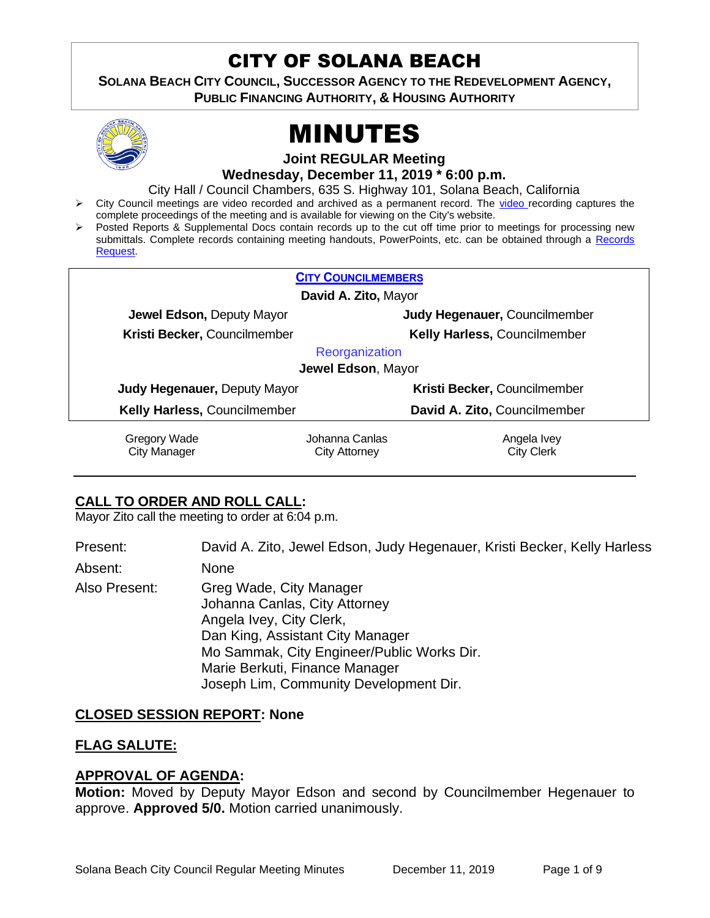# CITY OF SOLANA BEACH

**SOLANA BEACH CITY COUNCIL, SUCCESSOR AGENCY TO THE REDEVELOPMENT AGENCY, PUBLIC FINANCING AUTHORITY, & HOUSING AUTHORITY**

# MINUTES

**Joint REGULAR Meeting**

**Wednesday, December 11, 2019 * 6:00 p.m.**

City Hall / Council Chambers, 635 S. Highway 101, Solana Beach, California

- City Council meetings are video recorded and archived as a permanent record. The video recording captures the complete proceedings of the meeting and is available for viewing on the City's website.
- Posted Reports & Supplemental Docs contain records up to the cut off time prior to meetings for processing new submittals. Complete records containing meeting handouts, PowerPoints, etc. can be obtained through a Records Request.

**CITY COUNCILMEMBERS**

**David A. Zito,** Mayor

| | |
|---|---|
| **Jewel Edson,** Deputy Mayor | **Judy Hegenauer,** Councilmember |
| **Kristi Becker,** Councilmember | **Kelly Harless,** Councilmember |

Reorganization

**Jewel Edson**, Mayor

| | |
|---|---|
| **Judy Hegenauer,** Deputy Mayor | **Kristi Becker,** Councilmember |
| **Kelly Harless,** Councilmember | **David A. Zito,** Councilmember |

| | | |
|---|---|---|
| Gregory Wade<br>City Manager | Johanna Canlas<br>City Attorney | Angela Ivey<br>City Clerk |

## CALL TO ORDER AND ROLL CALL:

Mayor Zito call the meeting to order at 6:04 p.m.

Present: David A. Zito, Jewel Edson, Judy Hegenauer, Kristi Becker, Kelly Harless

Absent: None

Also Present:
Greg Wade, City Manager
Johanna Canlas, City Attorney
Angela Ivey, City Clerk,
Dan King, Assistant City Manager
Mo Sammak, City Engineer/Public Works Dir.
Marie Berkuti, Finance Manager
Joseph Lim, Community Development Dir.

## CLOSED SESSION REPORT: None

## FLAG SALUTE:

## APPROVAL OF AGENDA:

**Motion:** Moved by Deputy Mayor Edson and second by Councilmember Hegenauer to approve. **Approved 5/0.** Motion carried unanimously.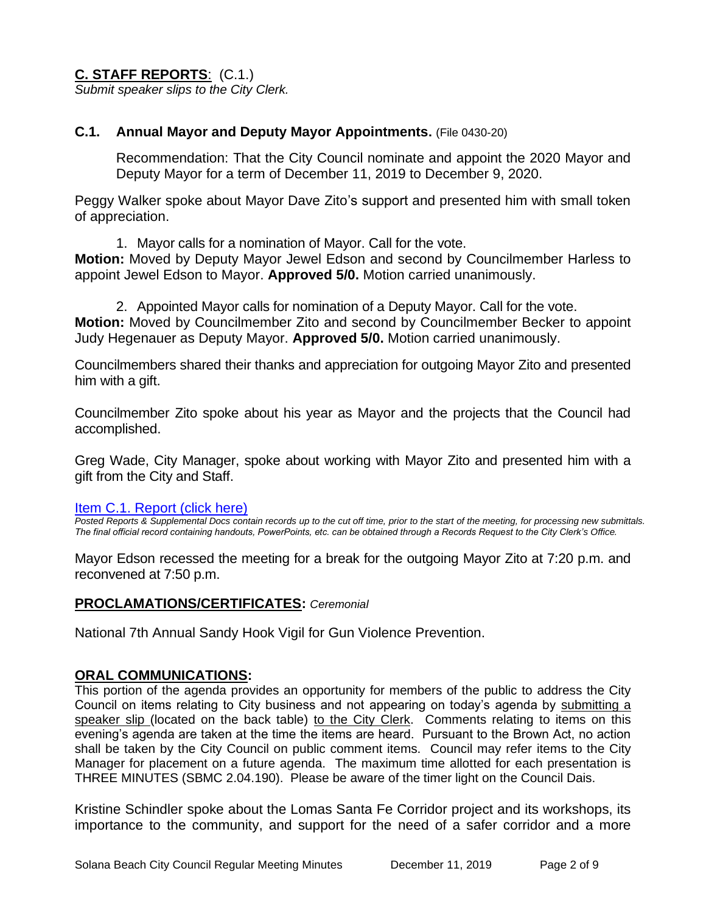## **C. STAFF REPORTS**: (C.1.)

*Submit speaker slips to the City Clerk.*

### **C.1. Annual Mayor and Deputy Mayor Appointments.** (File 0430-20)

Recommendation: That the City Council nominate and appoint the 2020 Mayor and Deputy Mayor for a term of December 11, 2019 to December 9, 2020.

Peggy Walker spoke about Mayor Dave Zito's support and presented him with small token of appreciation.

1. Mayor calls for a nomination of Mayor. Call for the vote.

**Motion:** Moved by Deputy Mayor Jewel Edson and second by Councilmember Harless to appoint Jewel Edson to Mayor. **Approved 5/0.** Motion carried unanimously.

2. Appointed Mayor calls for nomination of a Deputy Mayor. Call for the vote.

**Motion:** Moved by Councilmember Zito and second by Councilmember Becker to appoint Judy Hegenauer as Deputy Mayor. **Approved 5/0.** Motion carried unanimously.

Councilmembers shared their thanks and appreciation for outgoing Mayor Zito and presented him with a gift.

Councilmember Zito spoke about his year as Mayor and the projects that the Council had accomplished.

Greg Wade, City Manager, spoke about working with Mayor Zito and presented him with a gift from the City and Staff.

Item C.1. Report (click here)

*Posted Reports & Supplemental Docs contain records up to the cut off time, prior to the start of the meeting, for processing new submittals. The final official record containing handouts, PowerPoints, etc. can be obtained through a Records Request to the City Clerk's Office.*

Mayor Edson recessed the meeting for a break for the outgoing Mayor Zito at 7:20 p.m. and reconvened at 7:50 p.m.

## **PROCLAMATIONS/CERTIFICATES:** *Ceremonial*

National 7th Annual Sandy Hook Vigil for Gun Violence Prevention.

## **ORAL COMMUNICATIONS:**

This portion of the agenda provides an opportunity for members of the public to address the City Council on items relating to City business and not appearing on today's agenda by submitting a speaker slip (located on the back table) to the City Clerk. Comments relating to items on this evening's agenda are taken at the time the items are heard. Pursuant to the Brown Act, no action shall be taken by the City Council on public comment items. Council may refer items to the City Manager for placement on a future agenda. The maximum time allotted for each presentation is THREE MINUTES (SBMC 2.04.190). Please be aware of the timer light on the Council Dais.

Kristine Schindler spoke about the Lomas Santa Fe Corridor project and its workshops, its importance to the community, and support for the need of a safer corridor and a more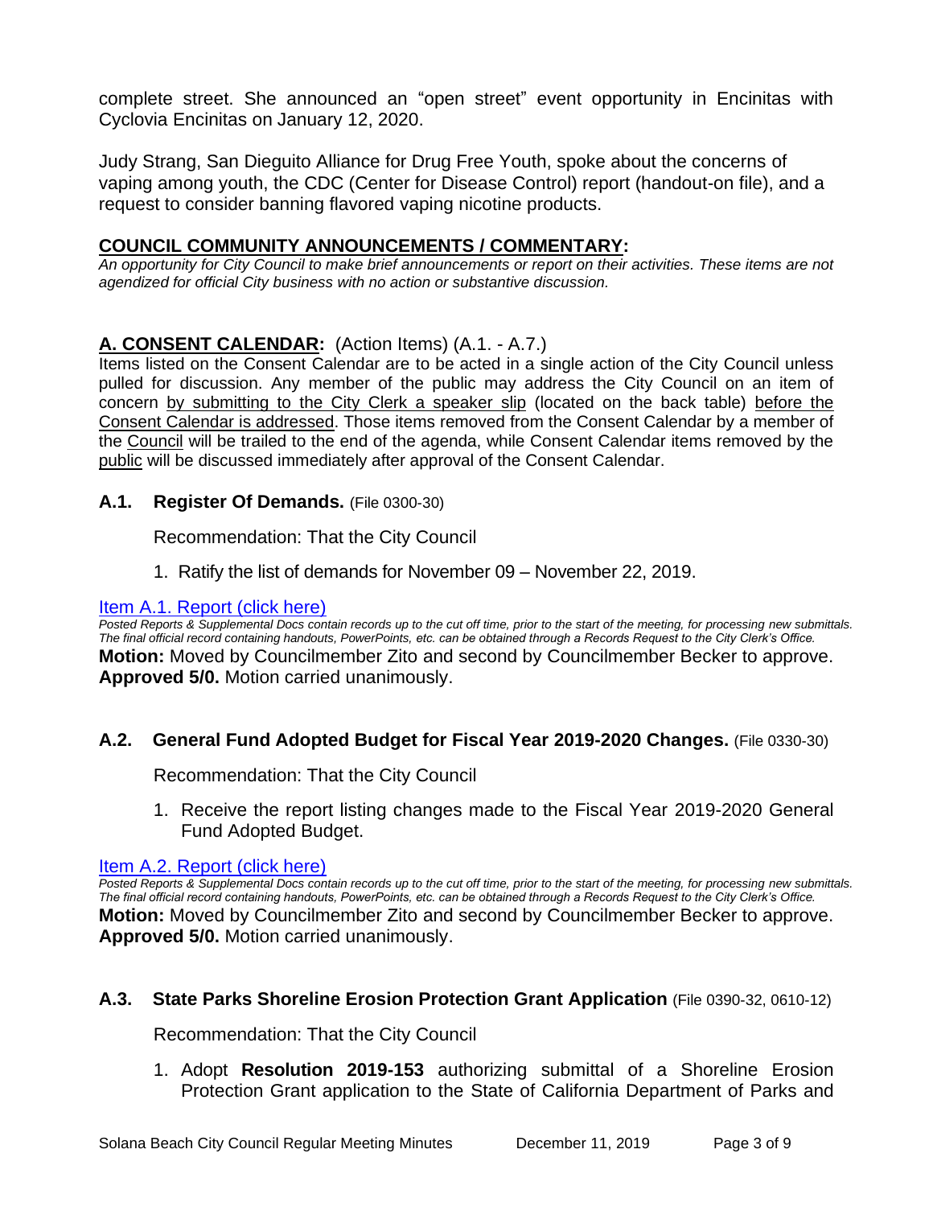complete street. She announced an "open street" event opportunity in Encinitas with Cyclovia Encinitas on January 12, 2020.

Judy Strang, San Dieguito Alliance for Drug Free Youth, spoke about the concerns of vaping among youth, the CDC (Center for Disease Control) report (handout-on file), and a request to consider banning flavored vaping nicotine products.

## COUNCIL COMMUNITY ANNOUNCEMENTS / COMMENTARY:

*An opportunity for City Council to make brief announcements or report on their activities. These items are not agendized for official City business with no action or substantive discussion.*

## A. CONSENT CALENDAR: (Action Items) (A.1. - A.7.)

Items listed on the Consent Calendar are to be acted in a single action of the City Council unless pulled for discussion. Any member of the public may address the City Council on an item of concern by submitting to the City Clerk a speaker slip (located on the back table) before the Consent Calendar is addressed. Those items removed from the Consent Calendar by a member of the Council will be trailed to the end of the agenda, while Consent Calendar items removed by the public will be discussed immediately after approval of the Consent Calendar.

### A.1. Register Of Demands. (File 0300-30)

Recommendation: That the City Council

1. Ratify the list of demands for November 09 – November 22, 2019.

Item A.1. Report (click here)

*Posted Reports & Supplemental Docs contain records up to the cut off time, prior to the start of the meeting, for processing new submittals. The final official record containing handouts, PowerPoints, etc. can be obtained through a Records Request to the City Clerk's Office.*

**Motion:** Moved by Councilmember Zito and second by Councilmember Becker to approve. **Approved 5/0.** Motion carried unanimously.

### A.2. General Fund Adopted Budget for Fiscal Year 2019-2020 Changes. (File 0330-30)

Recommendation: That the City Council

1. Receive the report listing changes made to the Fiscal Year 2019-2020 General Fund Adopted Budget.

Item A.2. Report (click here)

*Posted Reports & Supplemental Docs contain records up to the cut off time, prior to the start of the meeting, for processing new submittals. The final official record containing handouts, PowerPoints, etc. can be obtained through a Records Request to the City Clerk's Office.*

**Motion:** Moved by Councilmember Zito and second by Councilmember Becker to approve. **Approved 5/0.** Motion carried unanimously.

### A.3. State Parks Shoreline Erosion Protection Grant Application (File 0390-32, 0610-12)

Recommendation: That the City Council

1. Adopt **Resolution 2019-153** authorizing submittal of a Shoreline Erosion Protection Grant application to the State of California Department of Parks and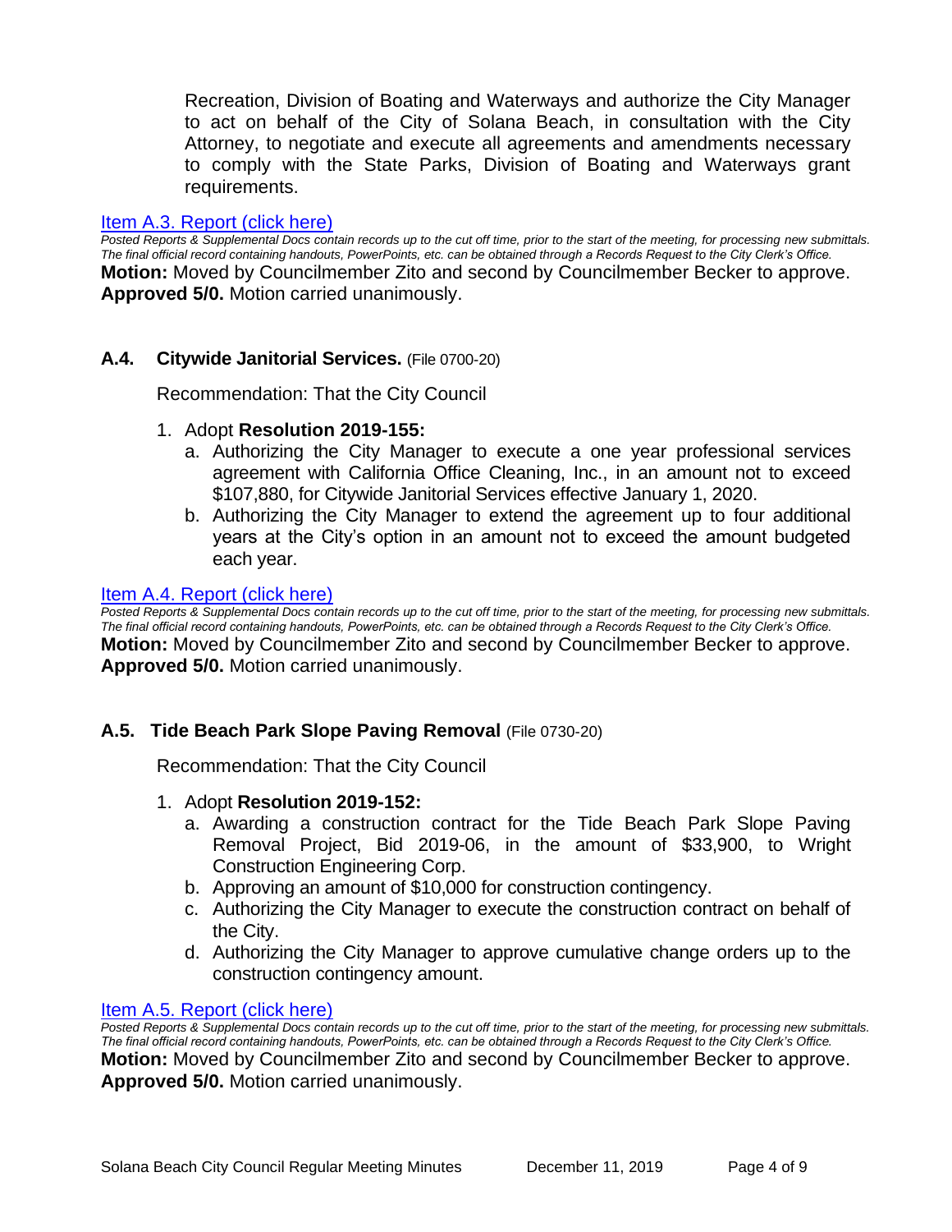Recreation, Division of Boating and Waterways and authorize the City Manager to act on behalf of the City of Solana Beach, in consultation with the City Attorney, to negotiate and execute all agreements and amendments necessary to comply with the State Parks, Division of Boating and Waterways grant requirements.

[Item A.3. Report (click here)]

*Posted Reports & Supplemental Docs contain records up to the cut off time, prior to the start of the meeting, for processing new submittals. The final official record containing handouts, PowerPoints, etc. can be obtained through a Records Request to the City Clerk's Office.*

**Motion:** Moved by Councilmember Zito and second by Councilmember Becker to approve. **Approved 5/0.** Motion carried unanimously.

### A.4. Citywide Janitorial Services. (File 0700-20)

Recommendation: That the City Council

1. Adopt **Resolution 2019-155:**
   a. Authorizing the City Manager to execute a one year professional services agreement with California Office Cleaning, Inc., in an amount not to exceed $107,880, for Citywide Janitorial Services effective January 1, 2020.
   b. Authorizing the City Manager to extend the agreement up to four additional years at the City's option in an amount not to exceed the amount budgeted each year.

[Item A.4. Report (click here)]

*Posted Reports & Supplemental Docs contain records up to the cut off time, prior to the start of the meeting, for processing new submittals. The final official record containing handouts, PowerPoints, etc. can be obtained through a Records Request to the City Clerk's Office.*

**Motion:** Moved by Councilmember Zito and second by Councilmember Becker to approve. **Approved 5/0.** Motion carried unanimously.

### A.5. Tide Beach Park Slope Paving Removal (File 0730-20)

Recommendation: That the City Council

1. Adopt **Resolution 2019-152:**
   a. Awarding a construction contract for the Tide Beach Park Slope Paving Removal Project, Bid 2019-06, in the amount of $33,900, to Wright Construction Engineering Corp.
   b. Approving an amount of $10,000 for construction contingency.
   c. Authorizing the City Manager to execute the construction contract on behalf of the City.
   d. Authorizing the City Manager to approve cumulative change orders up to the construction contingency amount.

[Item A.5. Report (click here)]

*Posted Reports & Supplemental Docs contain records up to the cut off time, prior to the start of the meeting, for processing new submittals. The final official record containing handouts, PowerPoints, etc. can be obtained through a Records Request to the City Clerk's Office.*

**Motion:** Moved by Councilmember Zito and second by Councilmember Becker to approve. **Approved 5/0.** Motion carried unanimously.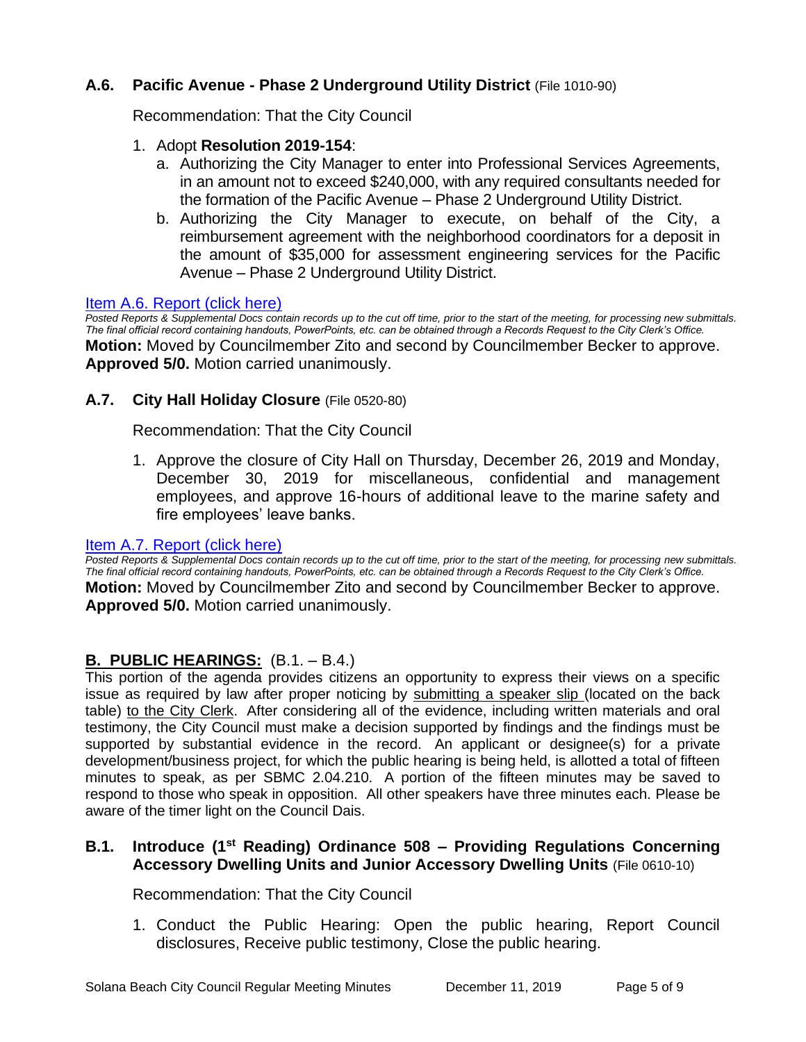### A.6. Pacific Avenue - Phase 2 Underground Utility District (File 1010-90)

Recommendation: That the City Council

1. Adopt **Resolution 2019-154**:
   a. Authorizing the City Manager to enter into Professional Services Agreements, in an amount not to exceed $240,000, with any required consultants needed for the formation of the Pacific Avenue – Phase 2 Underground Utility District.
   b. Authorizing the City Manager to execute, on behalf of the City, a reimbursement agreement with the neighborhood coordinators for a deposit in the amount of $35,000 for assessment engineering services for the Pacific Avenue – Phase 2 Underground Utility District.

Item A.6. Report (click here)

*Posted Reports & Supplemental Docs contain records up to the cut off time, prior to the start of the meeting, for processing new submittals. The final official record containing handouts, PowerPoints, etc. can be obtained through a Records Request to the City Clerk's Office.*

**Motion:** Moved by Councilmember Zito and second by Councilmember Becker to approve. **Approved 5/0.** Motion carried unanimously.

### A.7. City Hall Holiday Closure (File 0520-80)

Recommendation: That the City Council

1. Approve the closure of City Hall on Thursday, December 26, 2019 and Monday, December 30, 2019 for miscellaneous, confidential and management employees, and approve 16-hours of additional leave to the marine safety and fire employees' leave banks.

Item A.7. Report (click here)

*Posted Reports & Supplemental Docs contain records up to the cut off time, prior to the start of the meeting, for processing new submittals. The final official record containing handouts, PowerPoints, etc. can be obtained through a Records Request to the City Clerk's Office.*

**Motion:** Moved by Councilmember Zito and second by Councilmember Becker to approve. **Approved 5/0.** Motion carried unanimously.

## B. PUBLIC HEARINGS: (B.1. – B.4.)

This portion of the agenda provides citizens an opportunity to express their views on a specific issue as required by law after proper noticing by submitting a speaker slip (located on the back table) to the City Clerk. After considering all of the evidence, including written materials and oral testimony, the City Council must make a decision supported by findings and the findings must be supported by substantial evidence in the record. An applicant or designee(s) for a private development/business project, for which the public hearing is being held, is allotted a total of fifteen minutes to speak, as per SBMC 2.04.210. A portion of the fifteen minutes may be saved to respond to those who speak in opposition. All other speakers have three minutes each. Please be aware of the timer light on the Council Dais.

### B.1. Introduce (1st Reading) Ordinance 508 – Providing Regulations Concerning Accessory Dwelling Units and Junior Accessory Dwelling Units (File 0610-10)

Recommendation: That the City Council

1. Conduct the Public Hearing: Open the public hearing, Report Council disclosures, Receive public testimony, Close the public hearing.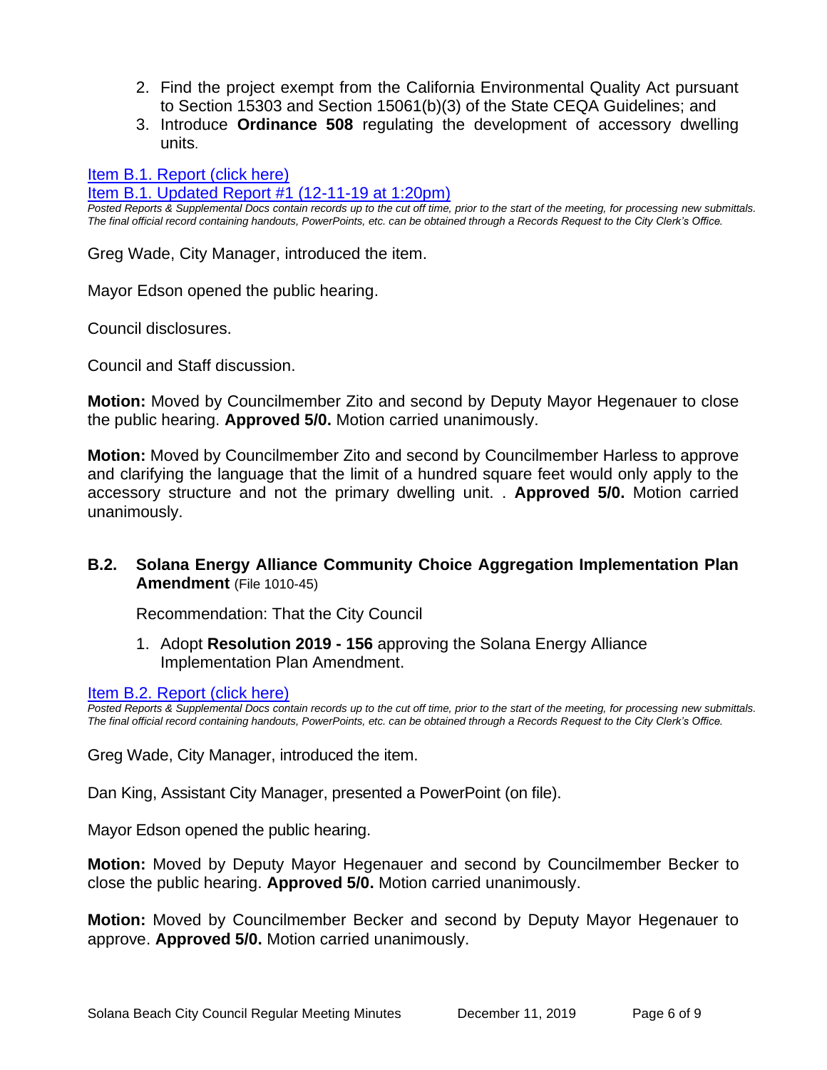2. Find the project exempt from the California Environmental Quality Act pursuant to Section 15303 and Section 15061(b)(3) of the State CEQA Guidelines; and
3. Introduce **Ordinance 508** regulating the development of accessory dwelling units.

[Item B.1. Report (click here)](#)
[Item B.1. Updated Report #1 (12-11-19 at 1:20pm)](#)

*Posted Reports & Supplemental Docs contain records up to the cut off time, prior to the start of the meeting, for processing new submittals. The final official record containing handouts, PowerPoints, etc. can be obtained through a Records Request to the City Clerk's Office.*

Greg Wade, City Manager, introduced the item.

Mayor Edson opened the public hearing.

Council disclosures.

Council and Staff discussion.

**Motion:** Moved by Councilmember Zito and second by Deputy Mayor Hegenauer to close the public hearing. **Approved 5/0.** Motion carried unanimously.

**Motion:** Moved by Councilmember Zito and second by Councilmember Harless to approve and clarifying the language that the limit of a hundred square feet would only apply to the accessory structure and not the primary dwelling unit. . **Approved 5/0.** Motion carried unanimously.

### B.2. Solana Energy Alliance Community Choice Aggregation Implementation Plan Amendment (File 1010-45)

Recommendation: That the City Council

1. Adopt **Resolution 2019 - 156** approving the Solana Energy Alliance Implementation Plan Amendment.

[Item B.2. Report (click here)](#)

*Posted Reports & Supplemental Docs contain records up to the cut off time, prior to the start of the meeting, for processing new submittals. The final official record containing handouts, PowerPoints, etc. can be obtained through a Records Request to the City Clerk's Office.*

Greg Wade, City Manager, introduced the item.

Dan King, Assistant City Manager, presented a PowerPoint (on file).

Mayor Edson opened the public hearing.

**Motion:** Moved by Deputy Mayor Hegenauer and second by Councilmember Becker to close the public hearing. **Approved 5/0.** Motion carried unanimously.

**Motion:** Moved by Councilmember Becker and second by Deputy Mayor Hegenauer to approve. **Approved 5/0.** Motion carried unanimously.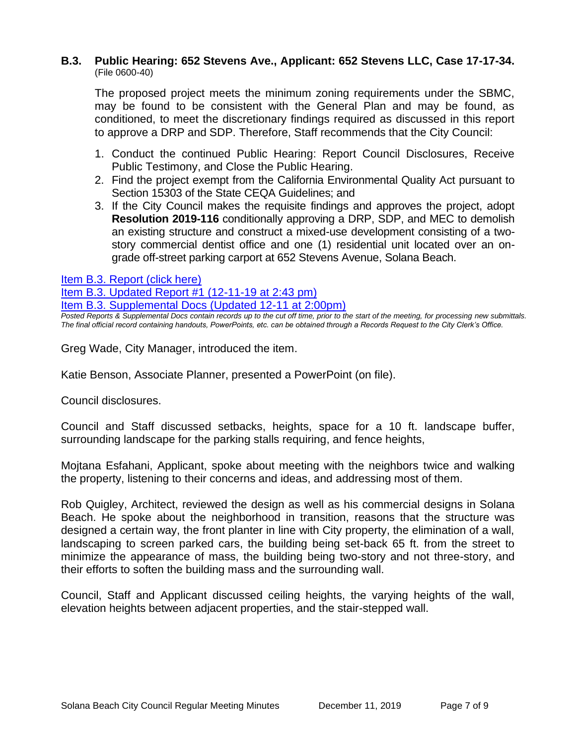### B.3. Public Hearing: 652 Stevens Ave., Applicant: 652 Stevens LLC, Case 17-17-34.

(File 0600-40)

The proposed project meets the minimum zoning requirements under the SBMC, may be found to be consistent with the General Plan and may be found, as conditioned, to meet the discretionary findings required as discussed in this report to approve a DRP and SDP. Therefore, Staff recommends that the City Council:

1. Conduct the continued Public Hearing: Report Council Disclosures, Receive Public Testimony, and Close the Public Hearing.
2. Find the project exempt from the California Environmental Quality Act pursuant to Section 15303 of the State CEQA Guidelines; and
3. If the City Council makes the requisite findings and approves the project, adopt **Resolution 2019-116** conditionally approving a DRP, SDP, and MEC to demolish an existing structure and construct a mixed-use development consisting of a two-story commercial dentist office and one (1) residential unit located over an on-grade off-street parking carport at 652 Stevens Avenue, Solana Beach.

Item B.3. Report (click here)
Item B.3. Updated Report #1 (12-11-19 at 2:43 pm)
Item B.3. Supplemental Docs (Updated 12-11 at 2:00pm)

*Posted Reports & Supplemental Docs contain records up to the cut off time, prior to the start of the meeting, for processing new submittals. The final official record containing handouts, PowerPoints, etc. can be obtained through a Records Request to the City Clerk's Office.*

Greg Wade, City Manager, introduced the item.

Katie Benson, Associate Planner, presented a PowerPoint (on file).

Council disclosures.

Council and Staff discussed setbacks, heights, space for a 10 ft. landscape buffer, surrounding landscape for the parking stalls requiring, and fence heights,

Mojtana Esfahani, Applicant, spoke about meeting with the neighbors twice and walking the property, listening to their concerns and ideas, and addressing most of them.

Rob Quigley, Architect, reviewed the design as well as his commercial designs in Solana Beach. He spoke about the neighborhood in transition, reasons that the structure was designed a certain way, the front planter in line with City property, the elimination of a wall, landscaping to screen parked cars, the building being set-back 65 ft. from the street to minimize the appearance of mass, the building being two-story and not three-story, and their efforts to soften the building mass and the surrounding wall.

Council, Staff and Applicant discussed ceiling heights, the varying heights of the wall, elevation heights between adjacent properties, and the stair-stepped wall.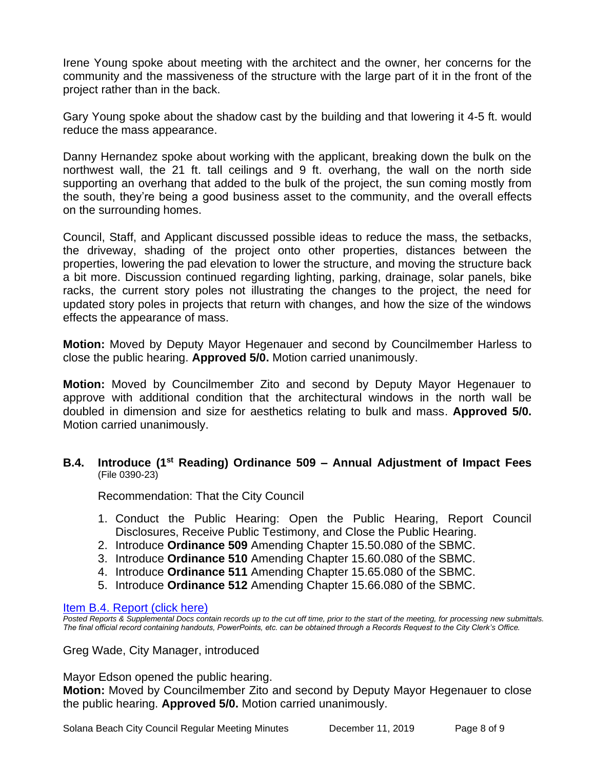Irene Young spoke about meeting with the architect and the owner, her concerns for the community and the massiveness of the structure with the large part of it in the front of the project rather than in the back.

Gary Young spoke about the shadow cast by the building and that lowering it 4-5 ft. would reduce the mass appearance.

Danny Hernandez spoke about working with the applicant, breaking down the bulk on the northwest wall, the 21 ft. tall ceilings and 9 ft. overhang, the wall on the north side supporting an overhang that added to the bulk of the project, the sun coming mostly from the south, they're being a good business asset to the community, and the overall effects on the surrounding homes.

Council, Staff, and Applicant discussed possible ideas to reduce the mass, the setbacks, the driveway, shading of the project onto other properties, distances between the properties, lowering the pad elevation to lower the structure, and moving the structure back a bit more. Discussion continued regarding lighting, parking, drainage, solar panels, bike racks, the current story poles not illustrating the changes to the project, the need for updated story poles in projects that return with changes, and how the size of the windows effects the appearance of mass.

**Motion:** Moved by Deputy Mayor Hegenauer and second by Councilmember Harless to close the public hearing. **Approved 5/0.** Motion carried unanimously.

**Motion:** Moved by Councilmember Zito and second by Deputy Mayor Hegenauer to approve with additional condition that the architectural windows in the north wall be doubled in dimension and size for aesthetics relating to bulk and mass. **Approved 5/0.** Motion carried unanimously.

### B.4. Introduce (1st Reading) Ordinance 509 – Annual Adjustment of Impact Fees (File 0390-23)

Recommendation: That the City Council

1. Conduct the Public Hearing: Open the Public Hearing, Report Council Disclosures, Receive Public Testimony, and Close the Public Hearing.
2. Introduce **Ordinance 509** Amending Chapter 15.50.080 of the SBMC.
3. Introduce **Ordinance 510** Amending Chapter 15.60.080 of the SBMC.
4. Introduce **Ordinance 511** Amending Chapter 15.65.080 of the SBMC.
5. Introduce **Ordinance 512** Amending Chapter 15.66.080 of the SBMC.

Item B.4. Report (click here)

*Posted Reports & Supplemental Docs contain records up to the cut off time, prior to the start of the meeting, for processing new submittals. The final official record containing handouts, PowerPoints, etc. can be obtained through a Records Request to the City Clerk's Office.*

Greg Wade, City Manager, introduced

Mayor Edson opened the public hearing.

**Motion:** Moved by Councilmember Zito and second by Deputy Mayor Hegenauer to close the public hearing. **Approved 5/0.** Motion carried unanimously.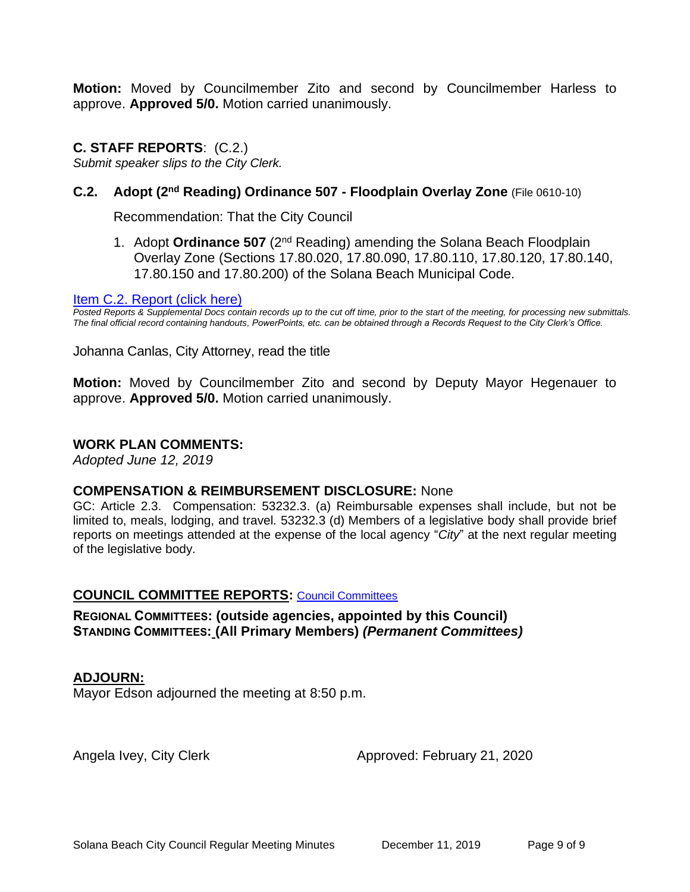**Motion:** Moved by Councilmember Zito and second by Councilmember Harless to approve. **Approved 5/0.** Motion carried unanimously.

## C. STAFF REPORTS: (C.2.)

*Submit speaker slips to the City Clerk.*

### C.2. Adopt (2nd Reading) Ordinance 507 - Floodplain Overlay Zone (File 0610-10)

Recommendation: That the City Council

1. Adopt **Ordinance 507** (2nd Reading) amending the Solana Beach Floodplain Overlay Zone (Sections 17.80.020, 17.80.090, 17.80.110, 17.80.120, 17.80.140, 17.80.150 and 17.80.200) of the Solana Beach Municipal Code.

Item C.2. Report (click here)

*Posted Reports & Supplemental Docs contain records up to the cut off time, prior to the start of the meeting, for processing new submittals. The final official record containing handouts, PowerPoints, etc. can be obtained through a Records Request to the City Clerk's Office.*

Johanna Canlas, City Attorney, read the title

**Motion:** Moved by Councilmember Zito and second by Deputy Mayor Hegenauer to approve. **Approved 5/0.** Motion carried unanimously.

## WORK PLAN COMMENTS:

*Adopted June 12, 2019*

## COMPENSATION & REIMBURSEMENT DISCLOSURE: None

GC: Article 2.3. Compensation: 53232.3. (a) Reimbursable expenses shall include, but not be limited to, meals, lodging, and travel. 53232.3 (d) Members of a legislative body shall provide brief reports on meetings attended at the expense of the local agency "*City*" at the next regular meeting of the legislative body.

## COUNCIL COMMITTEE REPORTS: Council Committees

**REGIONAL COMMITTEES: (outside agencies, appointed by this Council)**
**STANDING COMMITTEES: (All Primary Members) *(Permanent Committees)***

## ADJOURN:

Mayor Edson adjourned the meeting at 8:50 p.m.

Angela Ivey, City Clerk                Approved: February 21, 2020